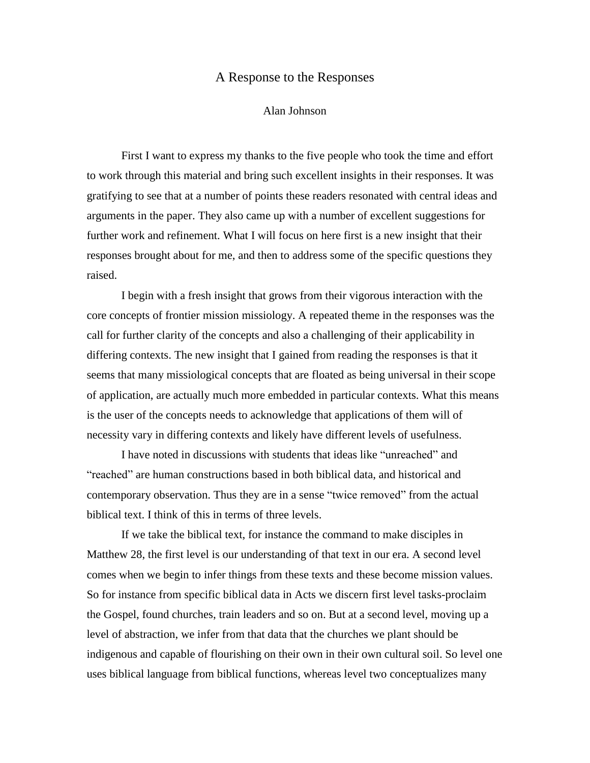# A Response to the Responses

Alan Johnson

First I want to express my thanks to the five people who took the time and effort to work through this material and bring such excellent insights in their responses. It was gratifying to see that at a number of points these readers resonated with central ideas and arguments in the paper. They also came up with a number of excellent suggestions for further work and refinement. What I will focus on here first is a new insight that their responses brought about for me, and then to address some of the specific questions they raised.

I begin with a fresh insight that grows from their vigorous interaction with the core concepts of frontier mission missiology. A repeated theme in the responses was the call for further clarity of the concepts and also a challenging of their applicability in differing contexts. The new insight that I gained from reading the responses is that it seems that many missiological concepts that are floated as being universal in their scope of application, are actually much more embedded in particular contexts. What this means is the user of the concepts needs to acknowledge that applications of them will of necessity vary in differing contexts and likely have different levels of usefulness.

I have noted in discussions with students that ideas like "unreached" and "reached" are human constructions based in both biblical data, and historical and contemporary observation. Thus they are in a sense "twice removed" from the actual biblical text. I think of this in terms of three levels.

If we take the biblical text, for instance the command to make disciples in Matthew 28, the first level is our understanding of that text in our era. A second level comes when we begin to infer things from these texts and these become mission values. So for instance from specific biblical data in Acts we discern first level tasks-proclaim the Gospel, found churches, train leaders and so on. But at a second level, moving up a level of abstraction, we infer from that data that the churches we plant should be indigenous and capable of flourishing on their own in their own cultural soil. So level one uses biblical language from biblical functions, whereas level two conceptualizes many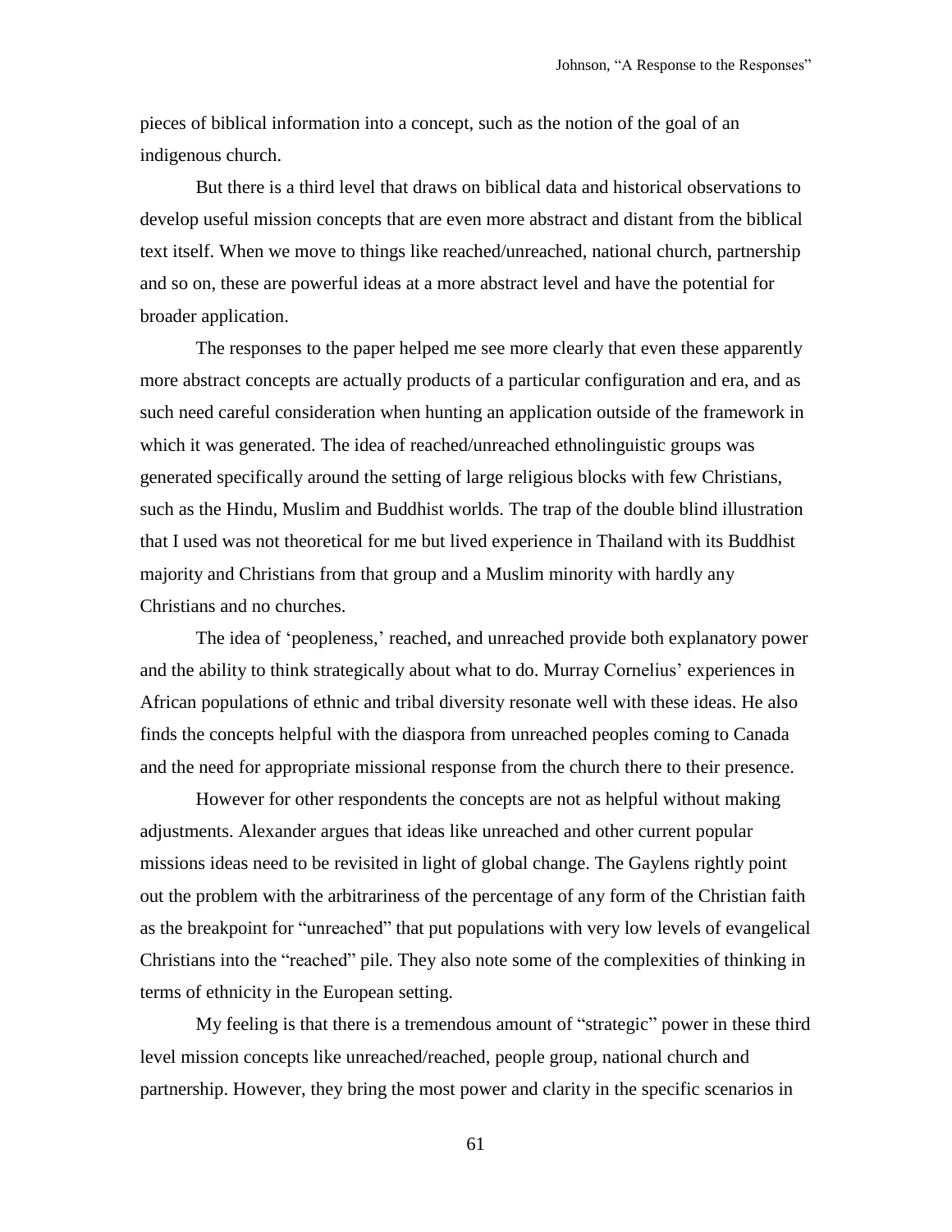pieces of biblical information into a concept, such as the notion of the goal of an indigenous church.

But there is a third level that draws on biblical data and historical observations to develop useful mission concepts that are even more abstract and distant from the biblical text itself. When we move to things like reached/unreached, national church, partnership and so on, these are powerful ideas at a more abstract level and have the potential for broader application.

The responses to the paper helped me see more clearly that even these apparently more abstract concepts are actually products of a particular configuration and era, and as such need careful consideration when hunting an application outside of the framework in which it was generated. The idea of reached/unreached ethnolinguistic groups was generated specifically around the setting of large religious blocks with few Christians, such as the Hindu, Muslim and Buddhist worlds. The trap of the double blind illustration that I used was not theoretical for me but lived experience in Thailand with its Buddhist majority and Christians from that group and a Muslim minority with hardly any Christians and no churches.

The idea of 'peopleness,' reached, and unreached provide both explanatory power and the ability to think strategically about what to do. Murray Cornelius' experiences in African populations of ethnic and tribal diversity resonate well with these ideas. He also finds the concepts helpful with the diaspora from unreached peoples coming to Canada and the need for appropriate missional response from the church there to their presence.

However for other respondents the concepts are not as helpful without making adjustments. Alexander argues that ideas like unreached and other current popular missions ideas need to be revisited in light of global change. The Gaylens rightly point out the problem with the arbitrariness of the percentage of any form of the Christian faith as the breakpoint for "unreached" that put populations with very low levels of evangelical Christians into the "reached" pile. They also note some of the complexities of thinking in terms of ethnicity in the European setting.

My feeling is that there is a tremendous amount of "strategic" power in these third level mission concepts like unreached/reached, people group, national church and partnership. However, they bring the most power and clarity in the specific scenarios in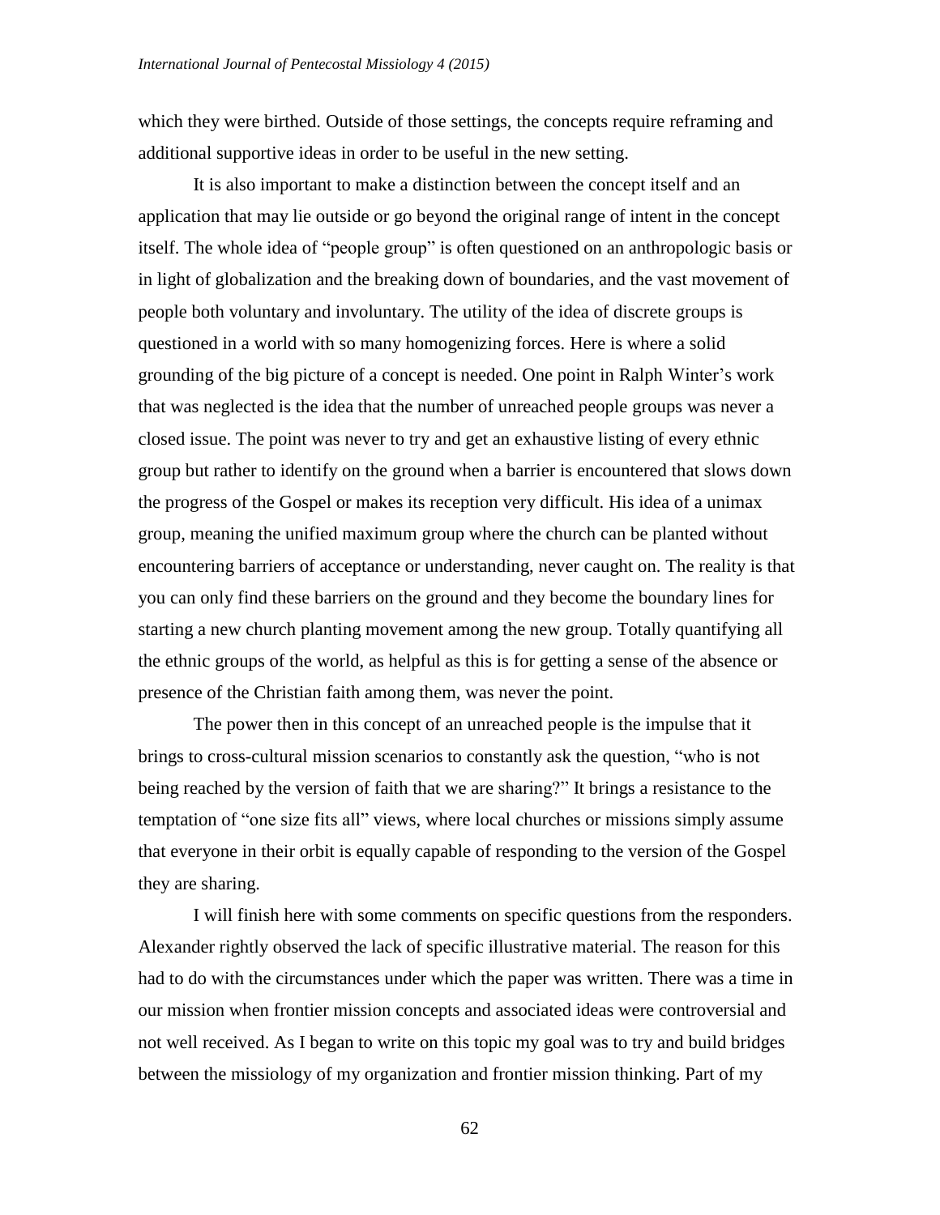which they were birthed. Outside of those settings, the concepts require reframing and additional supportive ideas in order to be useful in the new setting.

It is also important to make a distinction between the concept itself and an application that may lie outside or go beyond the original range of intent in the concept itself. The whole idea of "people group" is often questioned on an anthropologic basis or in light of globalization and the breaking down of boundaries, and the vast movement of people both voluntary and involuntary. The utility of the idea of discrete groups is questioned in a world with so many homogenizing forces. Here is where a solid grounding of the big picture of a concept is needed. One point in Ralph Winter's work that was neglected is the idea that the number of unreached people groups was never a closed issue. The point was never to try and get an exhaustive listing of every ethnic group but rather to identify on the ground when a barrier is encountered that slows down the progress of the Gospel or makes its reception very difficult. His idea of a unimax group, meaning the unified maximum group where the church can be planted without encountering barriers of acceptance or understanding, never caught on. The reality is that you can only find these barriers on the ground and they become the boundary lines for starting a new church planting movement among the new group. Totally quantifying all the ethnic groups of the world, as helpful as this is for getting a sense of the absence or presence of the Christian faith among them, was never the point.

The power then in this concept of an unreached people is the impulse that it brings to cross-cultural mission scenarios to constantly ask the question, "who is not being reached by the version of faith that we are sharing?" It brings a resistance to the temptation of "one size fits all" views, where local churches or missions simply assume that everyone in their orbit is equally capable of responding to the version of the Gospel they are sharing.

I will finish here with some comments on specific questions from the responders. Alexander rightly observed the lack of specific illustrative material. The reason for this had to do with the circumstances under which the paper was written. There was a time in our mission when frontier mission concepts and associated ideas were controversial and not well received. As I began to write on this topic my goal was to try and build bridges between the missiology of my organization and frontier mission thinking. Part of my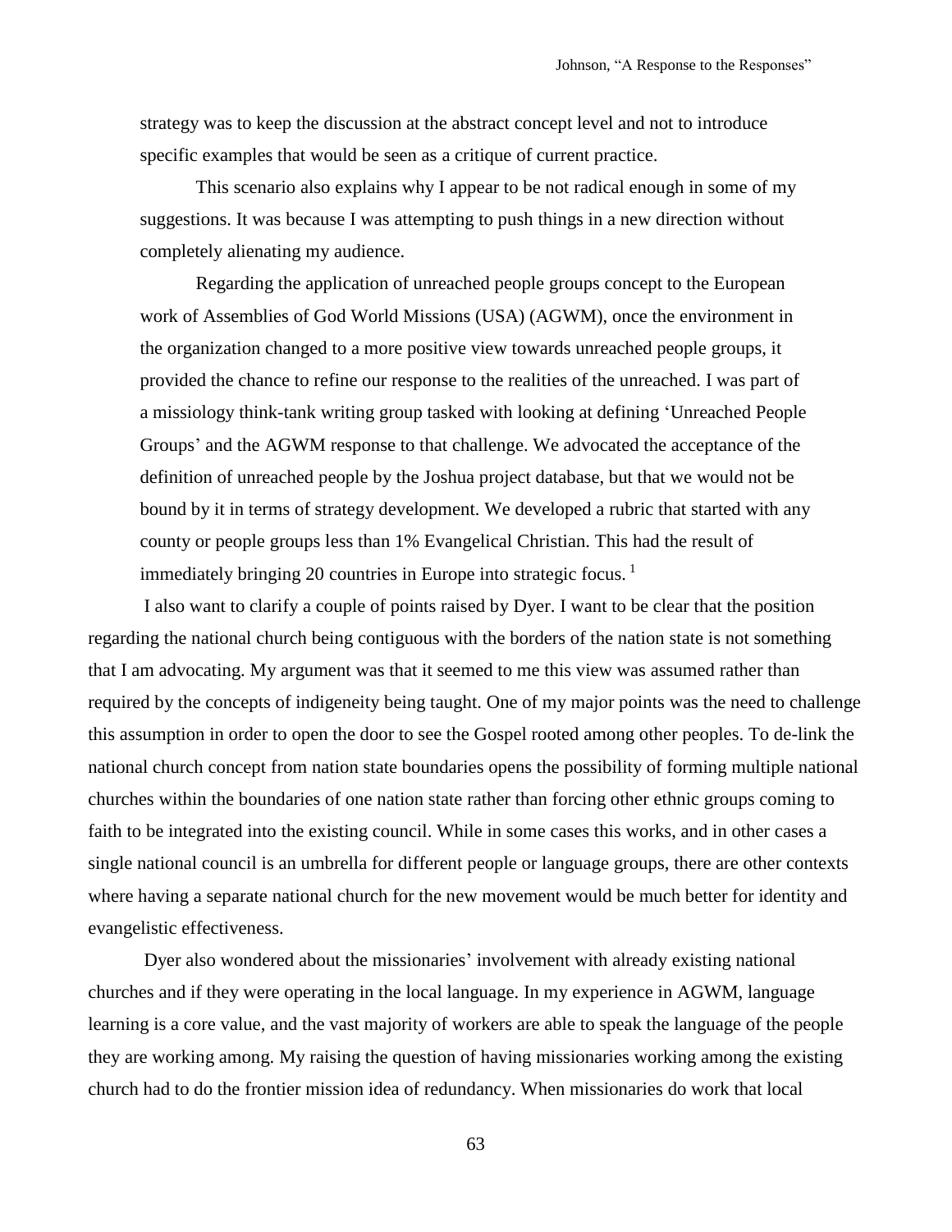strategy was to keep the discussion at the abstract concept level and not to introduce specific examples that would be seen as a critique of current practice.

This scenario also explains why I appear to be not radical enough in some of my suggestions. It was because I was attempting to push things in a new direction without completely alienating my audience.

Regarding the application of unreached people groups concept to the European work of Assemblies of God World Missions (USA) (AGWM), once the environment in the organization changed to a more positive view towards unreached people groups, it provided the chance to refine our response to the realities of the unreached. I was part of a missiology think-tank writing group tasked with looking at defining 'Unreached People Groups' and the AGWM response to that challenge. We advocated the acceptance of the definition of unreached people by the Joshua project database, but that we would not be bound by it in terms of strategy development. We developed a rubric that started with any county or people groups less than 1% Evangelical Christian. This had the result of immediately bringing 20 countries in Europe into strategic focus. [1]

I also want to clarify a couple of points raised by Dyer. I want to be clear that the position regarding the national church being contiguous with the borders of the nation state is not something that I am advocating. My argument was that it seemed to me this view was assumed rather than required by the concepts of indigeneity being taught. One of my major points was the need to challenge this assumption in order to open the door to see the Gospel rooted among other peoples. To de-link the national church concept from nation state boundaries opens the possibility of forming multiple national churches within the boundaries of one nation state rather than forcing other ethnic groups coming to faith to be integrated into the existing council. While in some cases this works, and in other cases a single national council is an umbrella for different people or language groups, there are other contexts where having a separate national church for the new movement would be much better for identity and evangelistic effectiveness.

Dyer also wondered about the missionaries' involvement with already existing national churches and if they were operating in the local language. In my experience in AGWM, language learning is a core value, and the vast majority of workers are able to speak the language of the people they are working among. My raising the question of having missionaries working among the existing church had to do the frontier mission idea of redundancy. When missionaries do work that local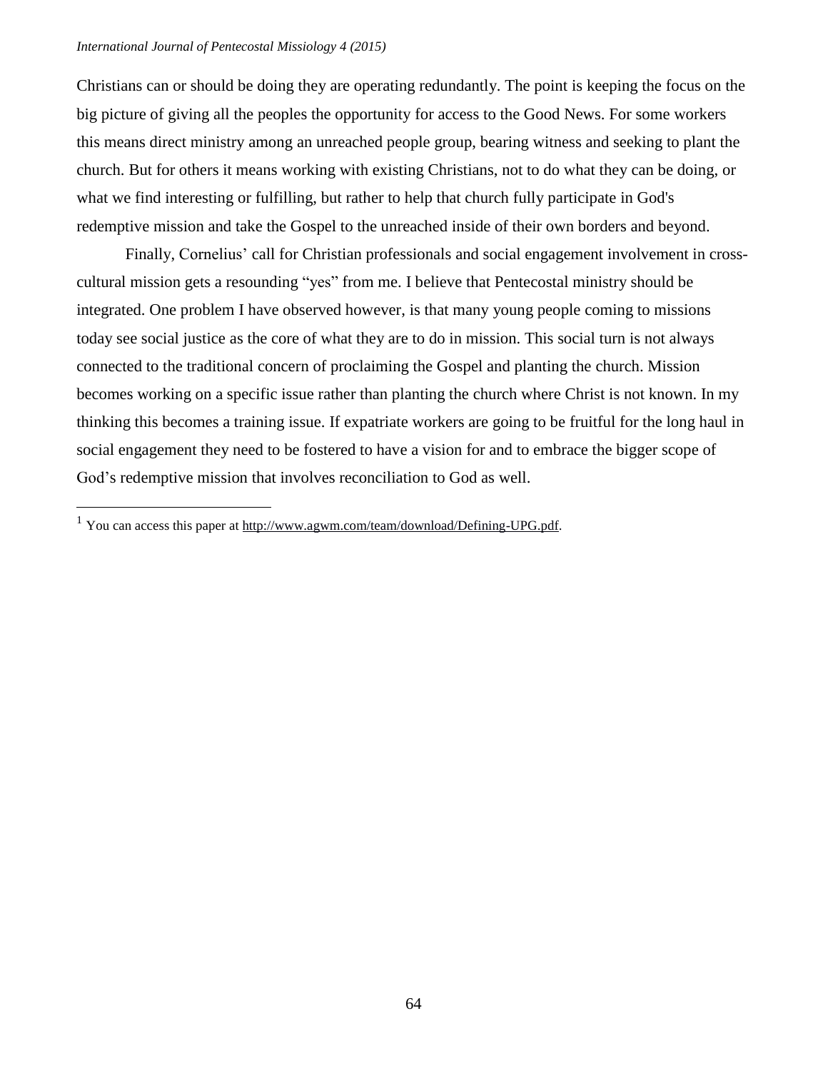Christians can or should be doing they are operating redundantly. The point is keeping the focus on the big picture of giving all the peoples the opportunity for access to the Good News. For some workers this means direct ministry among an unreached people group, bearing witness and seeking to plant the church. But for others it means working with existing Christians, not to do what they can be doing, or what we find interesting or fulfilling, but rather to help that church fully participate in God's redemptive mission and take the Gospel to the unreached inside of their own borders and beyond.

Finally, Cornelius' call for Christian professionals and social engagement involvement in cross-cultural mission gets a resounding "yes" from me. I believe that Pentecostal ministry should be integrated. One problem I have observed however, is that many young people coming to missions today see social justice as the core of what they are to do in mission. This social turn is not always connected to the traditional concern of proclaiming the Gospel and planting the church. Mission becomes working on a specific issue rather than planting the church where Christ is not known. In my thinking this becomes a training issue. If expatriate workers are going to be fruitful for the long haul in social engagement they need to be fostered to have a vision for and to embrace the bigger scope of God's redemptive mission that involves reconciliation to God as well.

---

[1] You can access this paper at http://www.agwm.com/team/download/Defining-UPG.pdf.